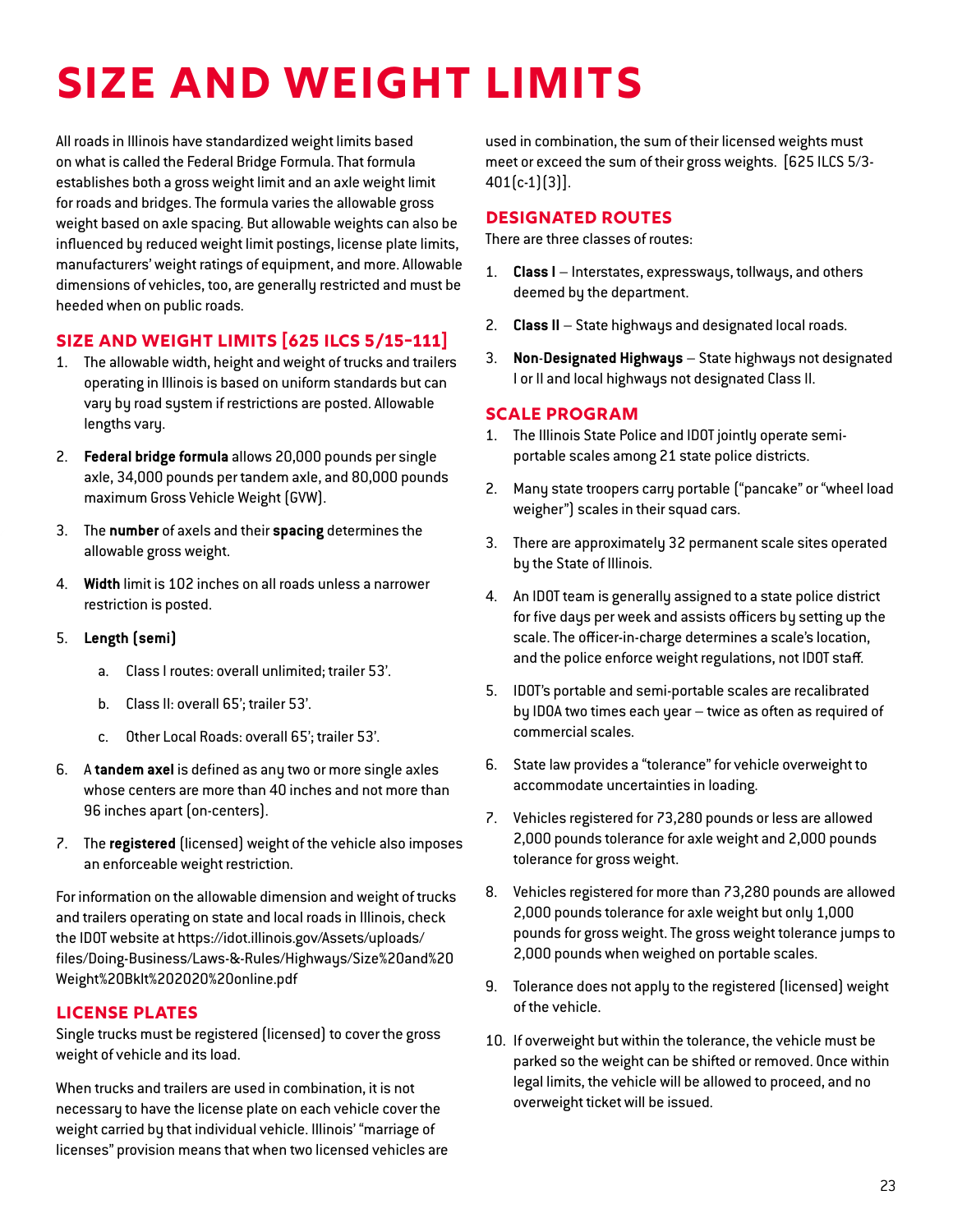# SIZE AND WEIGHT LIMITS

All roads in Illinois have standardized weight limits based on what is called the Federal Bridge Formula. That formula establishes both a gross weight limit and an axle weight limit for roads and bridges. The formula varies the allowable gross weight based on axle spacing. But allowable weights can also be influenced by reduced weight limit postings, license plate limits, manufacturers' weight ratings of equipment, and more. Allowable dimensions of vehicles, too, are generally restricted and must be heeded when on public roads.

## SIZE AND WEIGHT LIMITS [625 ILCS 5/15-111]

1. The allowable width, height and weight of trucks and trailers operating in Illinois is based on uniform standards but can vary by road system if restrictions are posted. Allowable lengths vary.
2. **Federal bridge formula** allows 20,000 pounds per single axle, 34,000 pounds per tandem axle, and 80,000 pounds maximum Gross Vehicle Weight (GVW).
3. The **number** of axels and their **spacing** determines the allowable gross weight.
4. **Width** limit is 102 inches on all roads unless a narrower restriction is posted.
5. **Length (semi)**
   a. Class I routes: overall unlimited; trailer 53'.
   b. Class II: overall 65'; trailer 53'.
   c. Other Local Roads: overall 65'; trailer 53'.
6. A **tandem axel** is defined as any two or more single axles whose centers are more than 40 inches and not more than 96 inches apart (on-centers).
7. The **registered** (licensed) weight of the vehicle also imposes an enforceable weight restriction.

For information on the allowable dimension and weight of trucks and trailers operating on state and local roads in Illinois, check the IDOT website at https://idot.illinois.gov/Assets/uploads/files/Doing-Business/Laws-&-Rules/Highways/Size%20and%20Weight%20Bklt%202020%20online.pdf

## LICENSE PLATES

Single trucks must be registered (licensed) to cover the gross weight of vehicle and its load.

When trucks and trailers are used in combination, it is not necessary to have the license plate on each vehicle cover the weight carried by that individual vehicle. Illinois' "marriage of licenses" provision means that when two licensed vehicles are used in combination, the sum of their licensed weights must meet or exceed the sum of their gross weights. [625 ILCS 5/3-401(c-1)(3)].

## DESIGNATED ROUTES

There are three classes of routes:

1. **Class I** – Interstates, expressways, tollways, and others deemed by the department.
2. **Class II** – State highways and designated local roads.
3. **Non-Designated Highways** – State highways not designated I or II and local highways not designated Class II.

## SCALE PROGRAM

1. The Illinois State Police and IDOT jointly operate semi-portable scales among 21 state police districts.
2. Many state troopers carry portable ("pancake" or "wheel load weigher") scales in their squad cars.
3. There are approximately 32 permanent scale sites operated by the State of Illinois.
4. An IDOT team is generally assigned to a state police district for five days per week and assists officers by setting up the scale. The officer-in-charge determines a scale's location, and the police enforce weight regulations, not IDOT staff.
5. IDOT's portable and semi-portable scales are recalibrated by IDOA two times each year – twice as often as required of commercial scales.
6. State law provides a "tolerance" for vehicle overweight to accommodate uncertainties in loading.
7. Vehicles registered for 73,280 pounds or less are allowed 2,000 pounds tolerance for axle weight and 2,000 pounds tolerance for gross weight.
8. Vehicles registered for more than 73,280 pounds are allowed 2,000 pounds tolerance for axle weight but only 1,000 pounds for gross weight. The gross weight tolerance jumps to 2,000 pounds when weighed on portable scales.
9. Tolerance does not apply to the registered (licensed) weight of the vehicle.
10. If overweight but within the tolerance, the vehicle must be parked so the weight can be shifted or removed. Once within legal limits, the vehicle will be allowed to proceed, and no overweight ticket will be issued.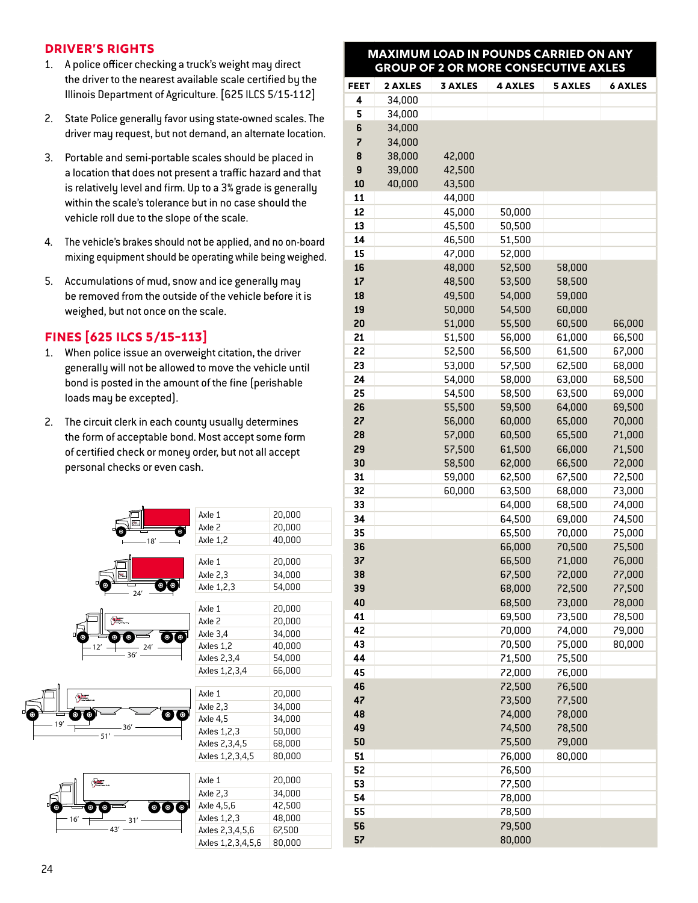## DRIVER'S RIGHTS

1. A police officer checking a truck's weight may direct the driver to the nearest available scale certified by the Illinois Department of Agriculture. [625 ILCS 5/15-112]
2. State Police generally favor using state-owned scales. The driver may request, but not demand, an alternate location.
3. Portable and semi-portable scales should be placed in a location that does not present a traffic hazard and that is relatively level and firm. Up to a 3% grade is generally within the scale's tolerance but in no case should the vehicle roll due to the slope of the scale.
4. The vehicle's brakes should not be applied, and no on-board mixing equipment should be operating while being weighed.
5. Accumulations of mud, snow and ice generally may be removed from the outside of the vehicle before it is weighed, but not once on the scale.

## FINES [625 ILCS 5/15-113]

1. When police issue an overweight citation, the driver generally will not be allowed to move the vehicle until bond is posted in the amount of the fine (perishable loads may be excepted).
2. The circuit clerk in each county usually determines the form of acceptable bond. Most accept some form of certified check or money order, but not all accept personal checks or even cash.

18'

| | |
|---|---|
| Axle 1 | 20,000 |
| Axle 2 | 20,000 |
| Axle 1,2 | 40,000 |

24'

| | |
|---|---|
| Axle 1 | 20,000 |
| Axle 2,3 | 34,000 |
| Axle 1,2,3 | 54,000 |

12' 24' 36'

| | |
|---|---|
| Axle 1 | 20,000 |
| Axle 2 | 20,000 |
| Axle 3,4 | 34,000 |
| Axles 1,2 | 40,000 |
| Axles 2,3,4 | 54,000 |
| Axles 1,2,3,4 | 66,000 |

19' 36' 51'

| | |
|---|---|
| Axle 1 | 20,000 |
| Axle 2,3 | 34,000 |
| Axle 4,5 | 34,000 |
| Axles 1,2,3 | 50,000 |
| Axles 2,3,4,5 | 68,000 |
| Axles 1,2,3,4,5 | 80,000 |

16' 31' 43'

| | |
|---|---|
| Axle 1 | 20,000 |
| Axle 2,3 | 34,000 |
| Axle 4,5,6 | 42,500 |
| Axles 1,2,3 | 48,000 |
| Axles 2,3,4,5,6 | 67,500 |
| Axles 1,2,3,4,5,6 | 80,000 |

**MAXIMUM LOAD IN POUNDS CARRIED ON ANY GROUP OF 2 OR MORE CONSECUTIVE AXLES**

| FEET | 2 AXLES | 3 AXLES | 4 AXLES | 5 AXLES | 6 AXLES |
|---|---|---|---|---|---|
| 4 | 34,000 | | | | |
| 5 | 34,000 | | | | |
| 6 | 34,000 | | | | |
| 7 | 34,000 | | | | |
| 8 | 38,000 | 42,000 | | | |
| 9 | 39,000 | 42,500 | | | |
| 10 | 40,000 | 43,500 | | | |
| 11 | | 44,000 | | | |
| 12 | | 45,000 | 50,000 | | |
| 13 | | 45,500 | 50,500 | | |
| 14 | | 46,500 | 51,500 | | |
| 15 | | 47,000 | 52,000 | | |
| 16 | | 48,000 | 52,500 | 58,000 | |
| 17 | | 48,500 | 53,500 | 58,500 | |
| 18 | | 49,500 | 54,000 | 59,000 | |
| 19 | | 50,000 | 54,500 | 60,000 | |
| 20 | | 51,000 | 55,500 | 60,500 | 66,000 |
| 21 | | 51,500 | 56,000 | 61,000 | 66,500 |
| 22 | | 52,500 | 56,500 | 61,500 | 67,000 |
| 23 | | 53,000 | 57,500 | 62,500 | 68,000 |
| 24 | | 54,000 | 58,000 | 63,000 | 68,500 |
| 25 | | 54,500 | 58,500 | 63,500 | 69,000 |
| 26 | | 55,500 | 59,500 | 64,000 | 69,500 |
| 27 | | 56,000 | 60,000 | 65,000 | 70,000 |
| 28 | | 57,000 | 60,500 | 65,500 | 71,000 |
| 29 | | 57,500 | 61,500 | 66,000 | 71,500 |
| 30 | | 58,500 | 62,000 | 66,500 | 72,000 |
| 31 | | 59,000 | 62,500 | 67,500 | 72,500 |
| 32 | | 60,000 | 63,500 | 68,000 | 73,000 |
| 33 | | | 64,000 | 68,500 | 74,000 |
| 34 | | | 64,500 | 69,000 | 74,500 |
| 35 | | | 65,500 | 70,000 | 75,000 |
| 36 | | | 66,000 | 70,500 | 75,500 |
| 37 | | | 66,500 | 71,000 | 76,000 |
| 38 | | | 67,500 | 72,000 | 77,000 |
| 39 | | | 68,000 | 72,500 | 77,500 |
| 40 | | | 68,500 | 73,000 | 78,000 |
| 41 | | | 69,500 | 73,500 | 78,500 |
| 42 | | | 70,000 | 74,000 | 79,000 |
| 43 | | | 70,500 | 75,000 | 80,000 |
| 44 | | | 71,500 | 75,500 | |
| 45 | | | 72,000 | 76,000 | |
| 46 | | | 72,500 | 76,500 | |
| 47 | | | 73,500 | 77,500 | |
| 48 | | | 74,000 | 78,000 | |
| 49 | | | 74,500 | 78,500 | |
| 50 | | | 75,500 | 79,000 | |
| 51 | | | 76,000 | 80,000 | |
| 52 | | | 76,500 | | |
| 53 | | | 77,500 | | |
| 54 | | | 78,000 | | |
| 55 | | | 78,500 | | |
| 56 | | | 79,500 | | |
| 57 | | | 80,000 | | |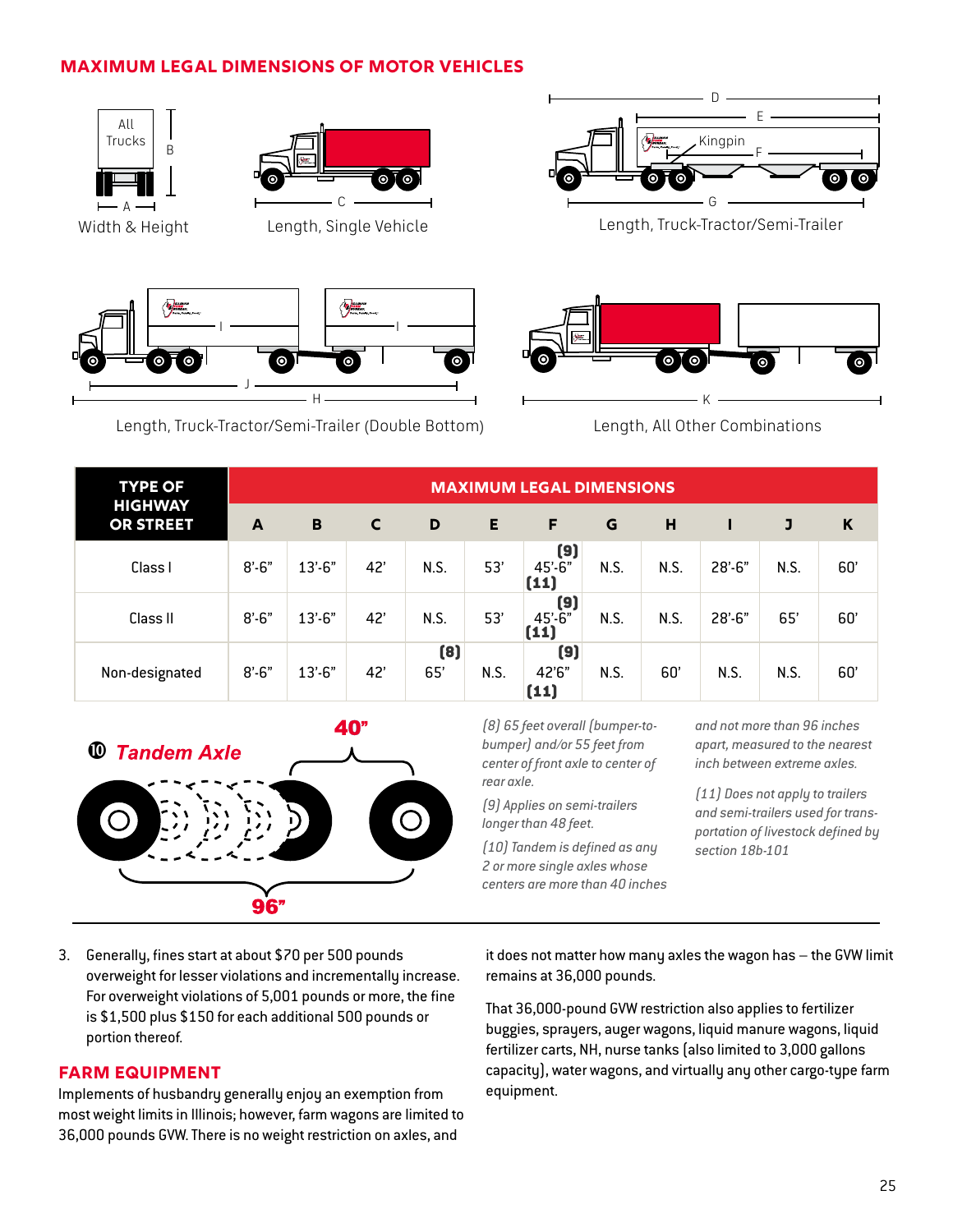## MAXIMUM LEGAL DIMENSIONS OF MOTOR VEHICLES

All Trucks
B
A
Width & Height

C
Length, Single Vehicle

D
E
Kingpin
F
G
Length, Truck-Tractor/Semi-Trailer

I
I
J
H
Length, Truck-Tractor/Semi-Trailer (Double Bottom)

K
Length, All Other Combinations

| TYPE OF HIGHWAY OR STREET | MAXIMUM LEGAL DIMENSIONS | | | | | | | | | | |
|---|---|---|---|---|---|---|---|---|---|---|---|
| | A | B | C | D | E | F | G | H | I | J | K |
| Class I | 8'-6" | 13'-6" | 42' | N.S. | 53' | (9) 45'-6" (11) | N.S. | N.S. | 28'-6" | N.S. | 60' |
| Class II | 8'-6" | 13'-6" | 42' | N.S. | 53' | (9) 45'-6" (11) | N.S. | N.S. | 28'-6" | 65' | 60' |
| Non-designated | 8'-6" | 13'-6" | 42' | (8) 65' | N.S. | (9) 42'6" (11) | N.S. | 60' | N.S. | N.S. | 60' |

⑩ *Tandem Axle*

40"

96"

*(8) 65 feet overall (bumper-to-bumper) and/or 55 feet from center of front axle to center of rear axle.*

*(9) Applies on semi-trailers longer than 48 feet.*

*(10) Tandem is defined as any 2 or more single axles whose centers are more than 40 inches and not more than 96 inches apart, measured to the nearest inch between extreme axles.*

*(11) Does not apply to trailers and semi-trailers used for transportation of livestock defined by section 18b-101*

3. Generally, fines start at about $70 per 500 pounds overweight for lesser violations and incrementally increase. For overweight violations of 5,001 pounds or more, the fine is $1,500 plus $150 for each additional 500 pounds or portion thereof.

## FARM EQUIPMENT

Implements of husbandry generally enjoy an exemption from most weight limits in Illinois; however, farm wagons are limited to 36,000 pounds GVW. There is no weight restriction on axles, and it does not matter how many axles the wagon has – the GVW limit remains at 36,000 pounds.

That 36,000-pound GVW restriction also applies to fertilizer buggies, sprayers, auger wagons, liquid manure wagons, liquid fertilizer carts, NH, nurse tanks (also limited to 3,000 gallons capacity), water wagons, and virtually any other cargo-type farm equipment.